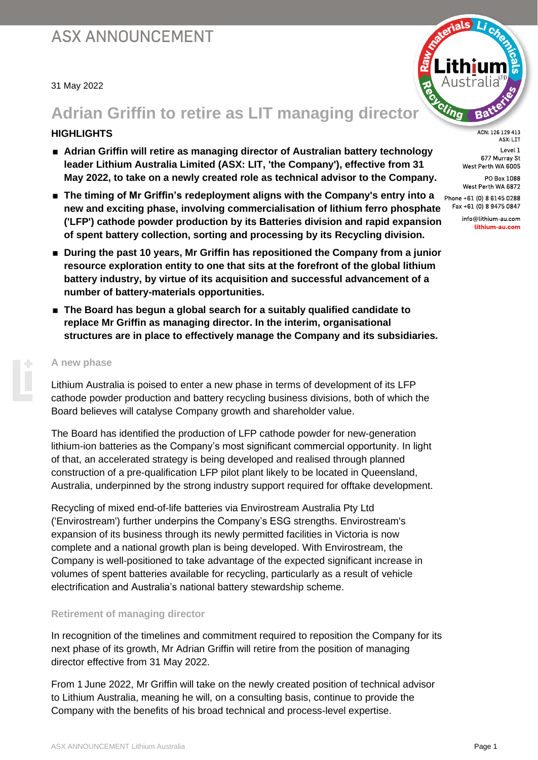ASX ANNOUNCEMENT

31 May 2022

ACN: 126 129 413
ASX: LIT

Level 1
677 Murray St
West Perth WA 6005

PO Box 1088
West Perth WA 6872

Phone +61 (0) 8 6145 0288
Fax +61 (0) 8 9475 0847

info@lithium-au.com
lithium-au.com

# Adrian Griffin to retire as LIT managing director

## HIGHLIGHTS

- **Adrian Griffin will retire as managing director of Australian battery technology leader Lithium Australia Limited (ASX: LIT, 'the Company'), effective from 31 May 2022, to take on a newly created role as technical advisor to the Company.**
- **The timing of Mr Griffin's redeployment aligns with the Company's entry into a new and exciting phase, involving commercialisation of lithium ferro phosphate ('LFP') cathode powder production by its Batteries division and rapid expansion of spent battery collection, sorting and processing by its Recycling division.**
- **During the past 10 years, Mr Griffin has repositioned the Company from a junior resource exploration entity to one that sits at the forefront of the global lithium battery industry, by virtue of its acquisition and successful advancement of a number of battery-materials opportunities.**
- **The Board has begun a global search for a suitably qualified candidate to replace Mr Griffin as managing director. In the interim, organisational structures are in place to effectively manage the Company and its subsidiaries.**

### A new phase

Lithium Australia is poised to enter a new phase in terms of development of its LFP cathode powder production and battery recycling business divisions, both of which the Board believes will catalyse Company growth and shareholder value.

The Board has identified the production of LFP cathode powder for new-generation lithium-ion batteries as the Company's most significant commercial opportunity. In light of that, an accelerated strategy is being developed and realised through planned construction of a pre-qualification LFP pilot plant likely to be located in Queensland, Australia, underpinned by the strong industry support required for offtake development.

Recycling of mixed end-of-life batteries via Envirostream Australia Pty Ltd ('Envirostream') further underpins the Company's ESG strengths. Envirostream's expansion of its business through its newly permitted facilities in Victoria is now complete and a national growth plan is being developed. With Envirostream, the Company is well-positioned to take advantage of the expected significant increase in volumes of spent batteries available for recycling, particularly as a result of vehicle electrification and Australia's national battery stewardship scheme.

### Retirement of managing director

In recognition of the timelines and commitment required to reposition the Company for its next phase of its growth, Mr Adrian Griffin will retire from the position of managing director effective from 31 May 2022.

From 1 June 2022, Mr Griffin will take on the newly created position of technical advisor to Lithium Australia, meaning he will, on a consulting basis, continue to provide the Company with the benefits of his broad technical and process-level expertise.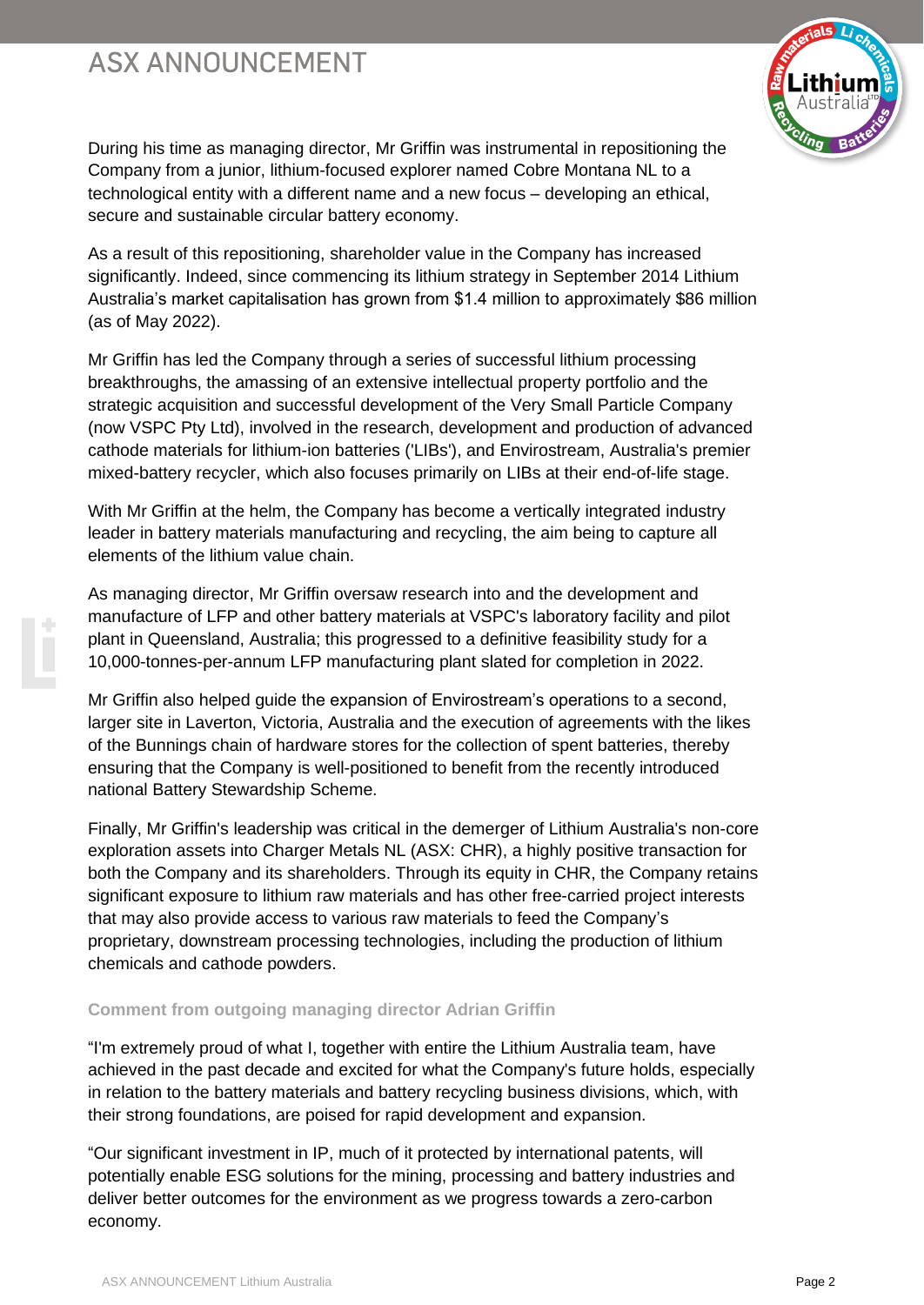During his time as managing director, Mr Griffin was instrumental in repositioning the Company from a junior, lithium-focused explorer named Cobre Montana NL to a technological entity with a different name and a new focus – developing an ethical, secure and sustainable circular battery economy.

As a result of this repositioning, shareholder value in the Company has increased significantly. Indeed, since commencing its lithium strategy in September 2014 Lithium Australia's market capitalisation has grown from $1.4 million to approximately $86 million (as of May 2022).

Mr Griffin has led the Company through a series of successful lithium processing breakthroughs, the amassing of an extensive intellectual property portfolio and the strategic acquisition and successful development of the Very Small Particle Company (now VSPC Pty Ltd), involved in the research, development and production of advanced cathode materials for lithium-ion batteries ('LIBs'), and Envirostream, Australia's premier mixed-battery recycler, which also focuses primarily on LIBs at their end-of-life stage.

With Mr Griffin at the helm, the Company has become a vertically integrated industry leader in battery materials manufacturing and recycling, the aim being to capture all elements of the lithium value chain.

As managing director, Mr Griffin oversaw research into and the development and manufacture of LFP and other battery materials at VSPC's laboratory facility and pilot plant in Queensland, Australia; this progressed to a definitive feasibility study for a 10,000-tonnes-per-annum LFP manufacturing plant slated for completion in 2022.

Mr Griffin also helped guide the expansion of Envirostream's operations to a second, larger site in Laverton, Victoria, Australia and the execution of agreements with the likes of the Bunnings chain of hardware stores for the collection of spent batteries, thereby ensuring that the Company is well-positioned to benefit from the recently introduced national Battery Stewardship Scheme.

Finally, Mr Griffin's leadership was critical in the demerger of Lithium Australia's non-core exploration assets into Charger Metals NL (ASX: CHR), a highly positive transaction for both the Company and its shareholders. Through its equity in CHR, the Company retains significant exposure to lithium raw materials and has other free-carried project interests that may also provide access to various raw materials to feed the Company's proprietary, downstream processing technologies, including the production of lithium chemicals and cathode powders.

**Comment from outgoing managing director Adrian Griffin**

"I'm extremely proud of what I, together with entire the Lithium Australia team, have achieved in the past decade and excited for what the Company's future holds, especially in relation to the battery materials and battery recycling business divisions, which, with their strong foundations, are poised for rapid development and expansion.

"Our significant investment in IP, much of it protected by international patents, will potentially enable ESG solutions for the mining, processing and battery industries and deliver better outcomes for the environment as we progress towards a zero-carbon economy.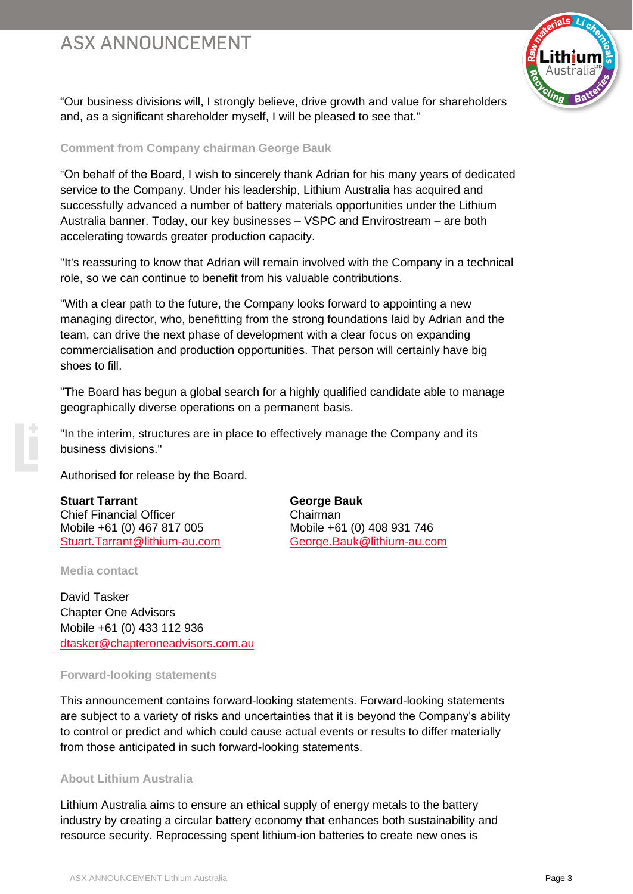"Our business divisions will, I strongly believe, drive growth and value for shareholders and, as a significant shareholder myself, I will be pleased to see that."

### Comment from Company chairman George Bauk

"On behalf of the Board, I wish to sincerely thank Adrian for his many years of dedicated service to the Company. Under his leadership, Lithium Australia has acquired and successfully advanced a number of battery materials opportunities under the Lithium Australia banner. Today, our key businesses – VSPC and Envirostream – are both accelerating towards greater production capacity.

"It's reassuring to know that Adrian will remain involved with the Company in a technical role, so we can continue to benefit from his valuable contributions.

"With a clear path to the future, the Company looks forward to appointing a new managing director, who, benefitting from the strong foundations laid by Adrian and the team, can drive the next phase of development with a clear focus on expanding commercialisation and production opportunities. That person will certainly have big shoes to fill.

"The Board has begun a global search for a highly qualified candidate able to manage geographically diverse operations on a permanent basis.

"In the interim, structures are in place to effectively manage the Company and its business divisions."

Authorised for release by the Board.

**Stuart Tarrant**
Chief Financial Officer
Mobile +61 (0) 467 817 005
Stuart.Tarrant@lithium-au.com

**George Bauk**
Chairman
Mobile +61 (0) 408 931 746
George.Bauk@lithium-au.com

### Media contact

David Tasker
Chapter One Advisors
Mobile +61 (0) 433 112 936
dtasker@chapteroneadvisors.com.au

### Forward-looking statements

This announcement contains forward-looking statements. Forward-looking statements are subject to a variety of risks and uncertainties that it is beyond the Company's ability to control or predict and which could cause actual events or results to differ materially from those anticipated in such forward-looking statements.

### About Lithium Australia

Lithium Australia aims to ensure an ethical supply of energy metals to the battery industry by creating a circular battery economy that enhances both sustainability and resource security. Reprocessing spent lithium-ion batteries to create new ones is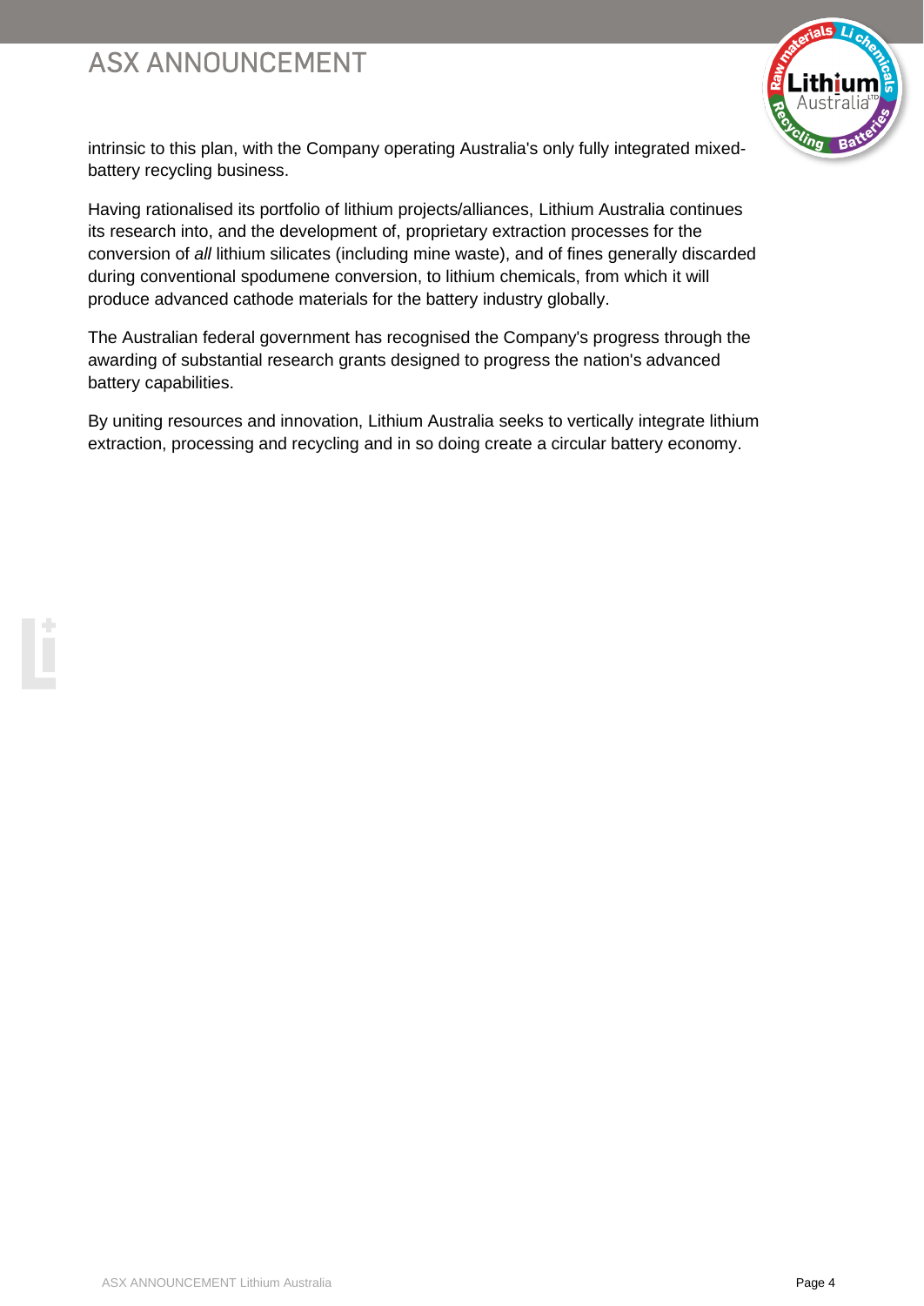intrinsic to this plan, with the Company operating Australia's only fully integrated mixed-battery recycling business.

Having rationalised its portfolio of lithium projects/alliances, Lithium Australia continues its research into, and the development of, proprietary extraction processes for the conversion of *all* lithium silicates (including mine waste), and of fines generally discarded during conventional spodumene conversion, to lithium chemicals, from which it will produce advanced cathode materials for the battery industry globally.

The Australian federal government has recognised the Company's progress through the awarding of substantial research grants designed to progress the nation's advanced battery capabilities.

By uniting resources and innovation, Lithium Australia seeks to vertically integrate lithium extraction, processing and recycling and in so doing create a circular battery economy.